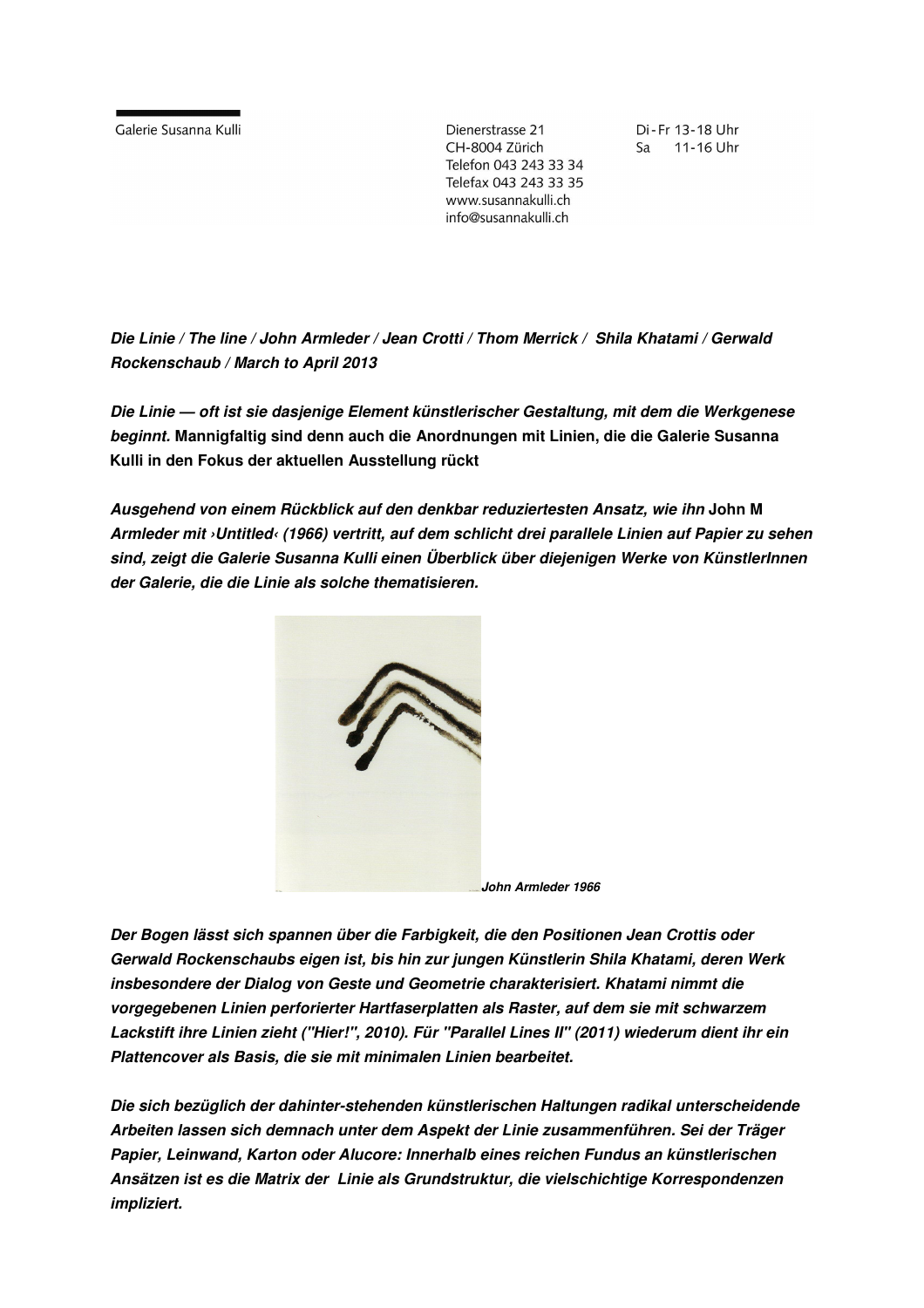Galerie Susanna Kulli

Dienerstrasse 21
CH-8004 Zürich
Telefon 043 243 33 34
Telefax 043 243 33 35
www.susannakulli.ch
info@susannakulli.ch

Di - Fr 13-18 Uhr
Sa 11-16 Uhr

***Die Linie / The line / John Armleder / Jean Crotti / Thom Merrick / Shila Khatami / Gerwald Rockenschaub / March to April 2013***

***Die Linie — oft ist sie dasjenige Element künstlerischer Gestaltung, mit dem die Werkgenese beginnt.*** **Mannigfaltig sind denn auch die Anordnungen mit Linien, die die Galerie Susanna Kulli in den Fokus der aktuellen Ausstellung rückt**

***Ausgehend von einem Rückblick auf den denkbar reduziertesten Ansatz, wie ihn*** **John M** ***Armleder mit ›Untitled‹ (1966) vertritt, auf dem schlicht drei parallele Linien auf Papier zu sehen sind, zeigt die Galerie Susanna Kulli einen Überblick über diejenigen Werke von KünstlerInnen der Galerie, die die Linie als solche thematisieren.***

***John Armleder 1966***

***Der Bogen lässt sich spannen über die Farbigkeit, die den Positionen Jean Crottis oder Gerwald Rockenschaubs eigen ist, bis hin zur jungen Künstlerin Shila Khatami, deren Werk insbesondere der Dialog von Geste und Geometrie charakterisiert. Khatami nimmt die vorgegebenen Linien perforierter Hartfaserplatten als Raster, auf dem sie mit schwarzem Lackstift ihre Linien zieht ("Hier!", 2010). Für "Parallel Lines II" (2011) wiederum dient ihr ein Plattencover als Basis, die sie mit minimalen Linien bearbeitet.***

***Die sich bezüglich der dahinter-stehenden künstlerischen Haltungen radikal unterscheidende Arbeiten lassen sich demnach unter dem Aspekt der Linie zusammenführen. Sei der Träger Papier, Leinwand, Karton oder Alucore: Innerhalb eines reichen Fundus an künstlerischen Ansätzen ist es die Matrix der Linie als Grundstruktur, die vielschichtige Korrespondenzen impliziert.***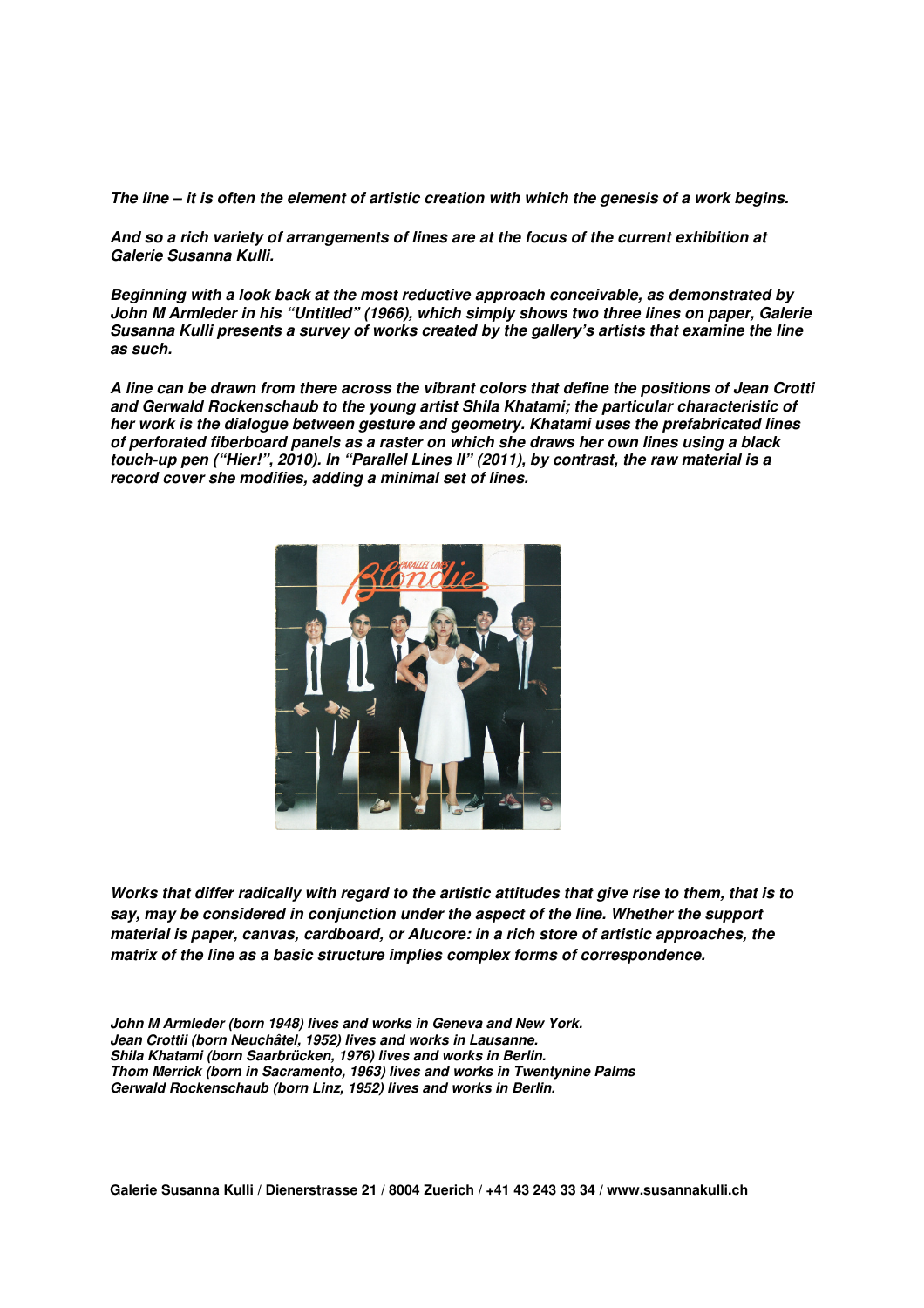***The line – it is often the element of artistic creation with which the genesis of a work begins.***

***And so a rich variety of arrangements of lines are at the focus of the current exhibition at Galerie Susanna Kulli.***

***Beginning with a look back at the most reductive approach conceivable, as demonstrated by John M Armleder in his "Untitled" (1966), which simply shows two three lines on paper, Galerie Susanna Kulli presents a survey of works created by the gallery's artists that examine the line as such.***

***A line can be drawn from there across the vibrant colors that define the positions of Jean Crotti and Gerwald Rockenschaub to the young artist Shila Khatami; the particular characteristic of her work is the dialogue between gesture and geometry. Khatami uses the prefabricated lines of perforated fiberboard panels as a raster on which she draws her own lines using a black touch-up pen ("Hier!", 2010). In "Parallel Lines II" (2011), by contrast, the raw material is a record cover she modifies, adding a minimal set of lines.***

***Works that differ radically with regard to the artistic attitudes that give rise to them, that is to say, may be considered in conjunction under the aspect of the line. Whether the support material is paper, canvas, cardboard, or Alucore: in a rich store of artistic approaches, the matrix of the line as a basic structure implies complex forms of correspondence.***

***John M Armleder (born 1948) lives and works in Geneva and New York.***
***Jean Crottii (born Neuchâtel, 1952) lives and works in Lausanne.***
***Shila Khatami (born Saarbrücken, 1976) lives and works in Berlin.***
***Thom Merrick (born in Sacramento, 1963) lives and works in Twentynine Palms***
***Gerwald Rockenschaub (born Linz, 1952) lives and works in Berlin.***

**Galerie Susanna Kulli / Dienerstrasse 21 / 8004 Zuerich / +41 43 243 33 34 / www.susannakulli.ch**